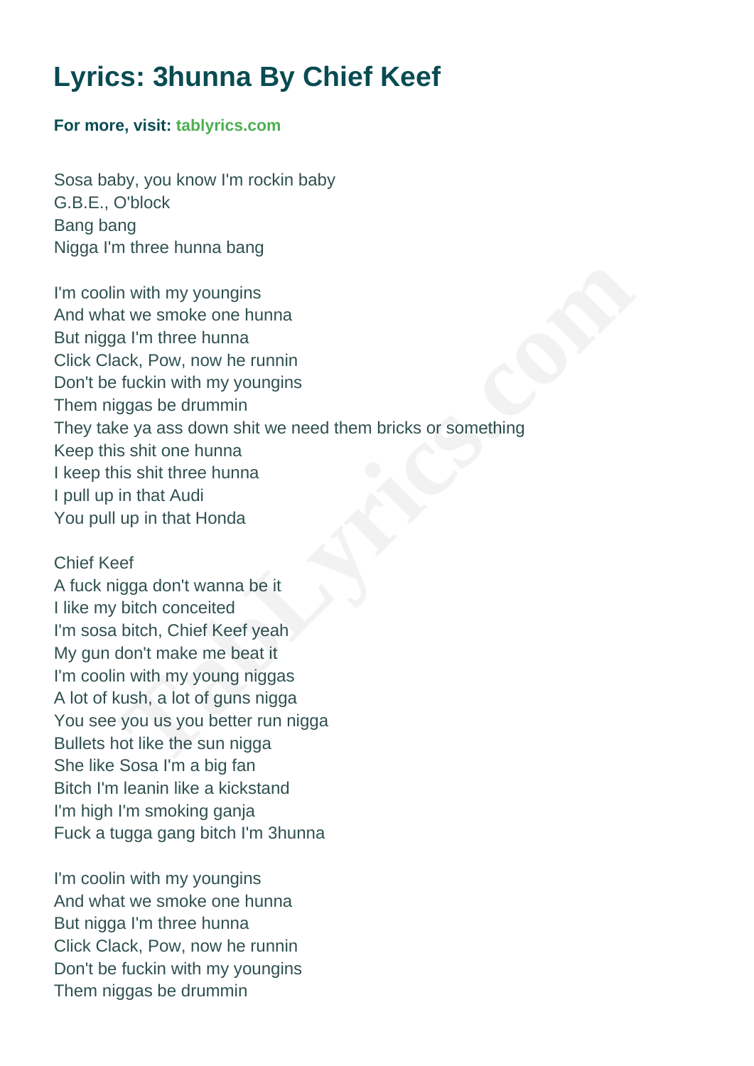# Lyrics: 3hunna By Chief Keef

**For more, visit: tablyrics.com**

Sosa baby, you know I'm rockin baby
G.B.E., O'block
Bang bang
Nigga I'm three hunna bang

I'm coolin with my youngins
And what we smoke one hunna
But nigga I'm three hunna
Click Clack, Pow, now he runnin
Don't be fuckin with my youngins
Them niggas be drummin
They take ya ass down shit we need them bricks or something
Keep this shit one hunna
I keep this shit three hunna
I pull up in that Audi
You pull up in that Honda

Chief Keef
A fuck nigga don't wanna be it
I like my bitch conceited
I'm sosa bitch, Chief Keef yeah
My gun don't make me beat it
I'm coolin with my young niggas
A lot of kush, a lot of guns nigga
You see you us you better run nigga
Bullets hot like the sun nigga
She like Sosa I'm a big fan
Bitch I'm leanin like a kickstand
I'm high I'm smoking ganja
Fuck a tugga gang bitch I'm 3hunna

I'm coolin with my youngins
And what we smoke one hunna
But nigga I'm three hunna
Click Clack, Pow, now he runnin
Don't be fuckin with my youngins
Them niggas be drummin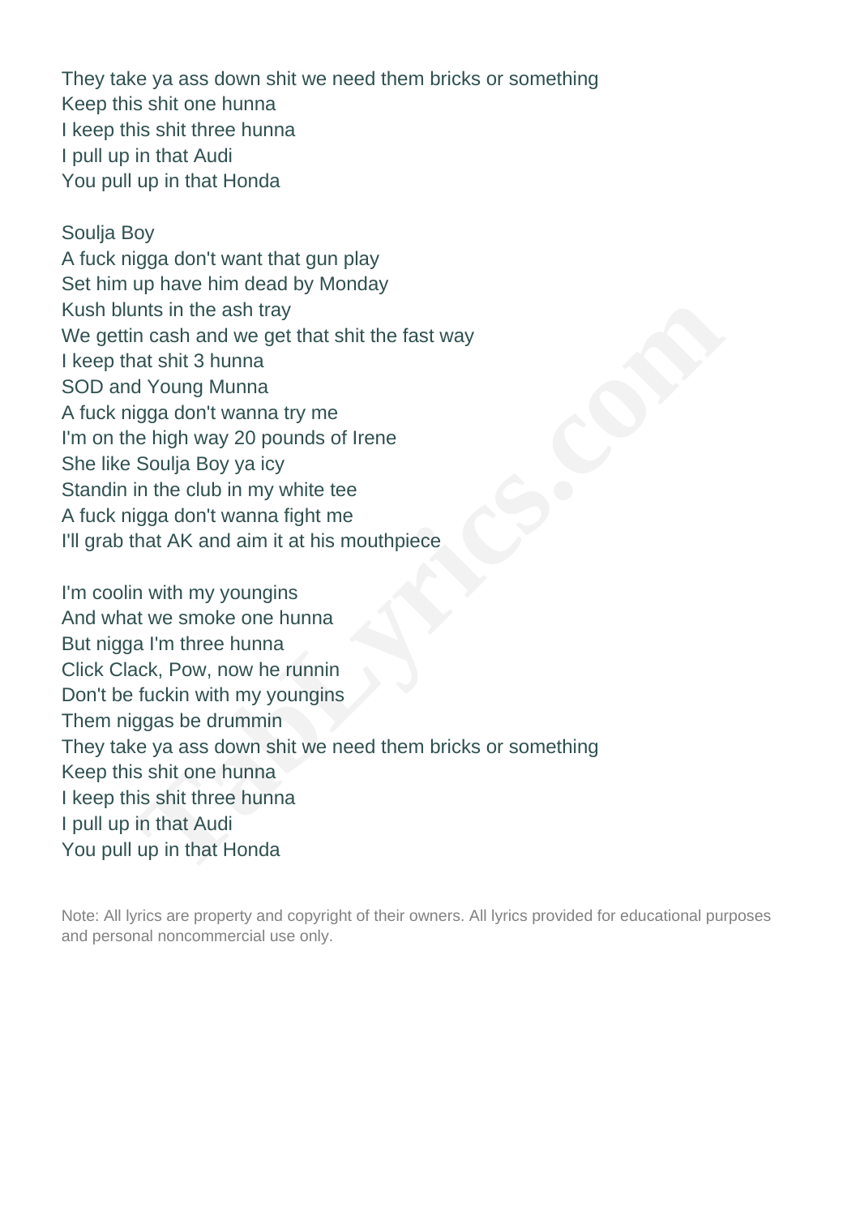They take ya ass down shit we need them bricks or something
Keep this shit one hunna
I keep this shit three hunna
I pull up in that Audi
You pull up in that Honda

Soulja Boy
A fuck nigga don't want that gun play
Set him up have him dead by Monday
Kush blunts in the ash tray
We gettin cash and we get that shit the fast way
I keep that shit 3 hunna
SOD and Young Munna
A fuck nigga don't wanna try me
I'm on the high way 20 pounds of Irene
She like Soulja Boy ya icy
Standin in the club in my white tee
A fuck nigga don't wanna fight me
I'll grab that AK and aim it at his mouthpiece

I'm coolin with my youngins
And what we smoke one hunna
But nigga I'm three hunna
Click Clack, Pow, now he runnin
Don't be fuckin with my youngins
Them niggas be drummin
They take ya ass down shit we need them bricks or something
Keep this shit one hunna
I keep this shit three hunna
I pull up in that Audi
You pull up in that Honda

Note: All lyrics are property and copyright of their owners. All lyrics provided for educational purposes and personal noncommercial use only.